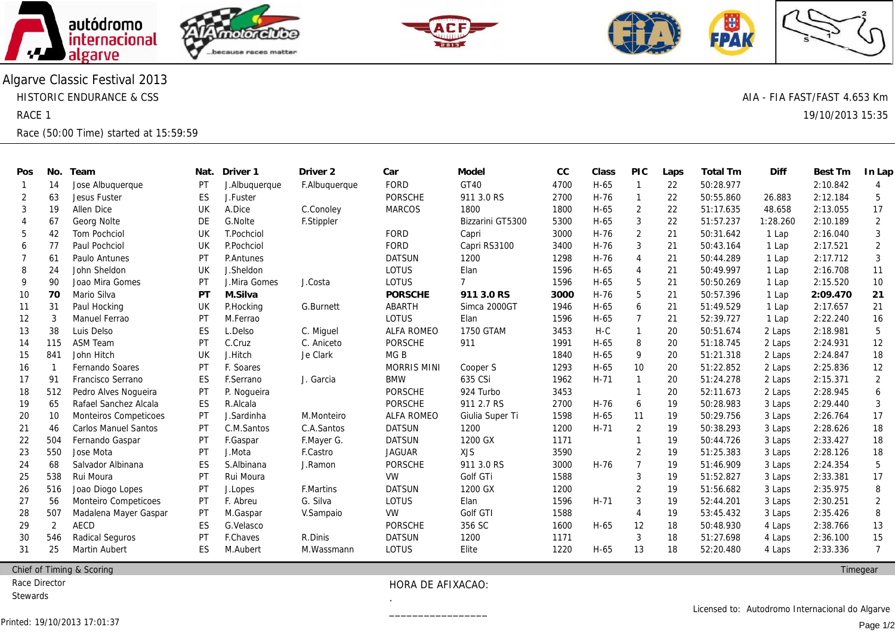# Algarve Classic Festival 2013

HISTORIC ENDURANCE & CSS

AIA - FIA FAST/FAST 4.653 Km

RACE 1

19/10/2013 15:35

Race (50:00 Time) started at 15:59:59

| Pos | No. | Team | Nat. | Driver 1 | Driver 2 | Car | Model | CC | Class | PIC | Laps | Total Tm | Diff | Best Tm | In Lap |
|---|---|---|---|---|---|---|---|---|---|---|---|---|---|---|---|
| 1 | 14 | Jose Albuquerque | PT | J.Albuquerque | F.Albuquerque | FORD | GT40 | 4700 | H-65 | 1 | 22 | 50:28.977 | | 2:10.842 | 4 |
| 2 | 63 | Jesus Fuster | ES | J.Fuster | | PORSCHE | 911 3.0 RS | 2700 | H-76 | 1 | 22 | 50:55.860 | 26.883 | 2:12.184 | 5 |
| 3 | 19 | Allen Dice | UK | A.Dice | C.Conoley | MARCOS | 1800 | 1800 | H-65 | 2 | 22 | 51:17.635 | 48.658 | 2:13.055 | 17 |
| 4 | 67 | Georg Nolte | DE | G.Nolte | F.Stippler | | Bizzarini GT5300 | 5300 | H-65 | 3 | 22 | 51:57.237 | 1:28.260 | 2:10.189 | 2 |
| 5 | 42 | Tom Pochciol | UK | T.Pochciol | | FORD | Capri | 3000 | H-76 | 2 | 21 | 50:31.642 | 1 Lap | 2:16.040 | 3 |
| 6 | 77 | Paul Pochciol | UK | P.Pochciol | | FORD | Capri RS3100 | 3400 | H-76 | 3 | 21 | 50:43.164 | 1 Lap | 2:17.521 | 2 |
| 7 | 61 | Paulo Antunes | PT | P.Antunes | | DATSUN | 1200 | 1298 | H-76 | 4 | 21 | 50:44.289 | 1 Lap | 2:17.712 | 3 |
| 8 | 24 | John Sheldon | UK | J.Sheldon | | LOTUS | Elan | 1596 | H-65 | 4 | 21 | 50:49.997 | 1 Lap | 2:16.708 | 11 |
| 9 | 90 | Joao Mira Gomes | PT | J.Mira Gomes | J.Costa | LOTUS | 7 | 1596 | H-65 | 5 | 21 | 50:50.269 | 1 Lap | 2:15.520 | 10 |
| 10 | **70** | Mario Silva | **PT** | **M.Silva** | | **PORSCHE** | **911 3.0 RS** | **3000** | H-76 | 5 | 21 | 50:57.396 | 1 Lap | **2:09.470** | **21** |
| 11 | 31 | Paul Hocking | UK | P.Hocking | G.Burnett | ABARTH | Simca 2000GT | 1946 | H-65 | 6 | 21 | 51:49.529 | 1 Lap | 2:17.657 | 21 |
| 12 | 3 | Manuel Ferrao | PT | M.Ferrao | | LOTUS | Elan | 1596 | H-65 | 7 | 21 | 52:39.727 | 1 Lap | 2:22.240 | 16 |
| 13 | 38 | Luis Delso | ES | L.Delso | C. Miguel | ALFA ROMEO | 1750 GTAM | 3453 | H-C | 1 | 20 | 50:51.674 | 2 Laps | 2:18.981 | 5 |
| 14 | 115 | ASM Team | PT | C.Cruz | C. Aniceto | PORSCHE | 911 | 1991 | H-65 | 8 | 20 | 51:18.745 | 2 Laps | 2:24.931 | 12 |
| 15 | 841 | John Hitch | UK | J.Hitch | Je Clark | MG B | | 1840 | H-65 | 9 | 20 | 51:21.318 | 2 Laps | 2:24.847 | 18 |
| 16 | 1 | Fernando Soares | PT | F. Soares | | MORRIS MINI | Cooper S | 1293 | H-65 | 10 | 20 | 51:22.852 | 2 Laps | 2:25.836 | 12 |
| 17 | 91 | Francisco Serrano | ES | F.Serrano | J. Garcia | BMW | 635 CSi | 1962 | H-71 | 1 | 20 | 51:24.278 | 2 Laps | 2:15.371 | 2 |
| 18 | 512 | Pedro Alves Nogueira | PT | P. Nogueira | | PORSCHE | 924 Turbo | 3453 | | 1 | 20 | 52:11.673 | 2 Laps | 2:28.945 | 6 |
| 19 | 65 | Rafael Sanchez Alcala | ES | R.Alcala | | PORSCHE | 911 2.7 RS | 2700 | H-76 | 6 | 19 | 50:28.983 | 3 Laps | 2:29.440 | 3 |
| 20 | 10 | Monteiros Competicoes | PT | J.Sardinha | M.Monteiro | ALFA ROMEO | Giulia Super Ti | 1598 | H-65 | 11 | 19 | 50:29.756 | 3 Laps | 2:26.764 | 17 |
| 21 | 46 | Carlos Manuel Santos | PT | C.M.Santos | C.A.Santos | DATSUN | 1200 | 1200 | H-71 | 2 | 19 | 50:38.293 | 3 Laps | 2:28.626 | 18 |
| 22 | 504 | Fernando Gaspar | PT | F.Gaspar | F.Mayer G. | DATSUN | 1200 GX | 1171 | | 1 | 19 | 50:44.726 | 3 Laps | 2:33.427 | 18 |
| 23 | 550 | Jose Mota | PT | J.Mota | F.Castro | JAGUAR | XJS | 3590 | | 2 | 19 | 51:25.383 | 3 Laps | 2:28.126 | 18 |
| 24 | 68 | Salvador Albinana | ES | S.Albinana | J.Ramon | PORSCHE | 911 3.0 RS | 3000 | H-76 | 7 | 19 | 51:46.909 | 3 Laps | 2:24.354 | 5 |
| 25 | 538 | Rui Moura | PT | Rui Moura | | VW | Golf GTi | 1588 | | 3 | 19 | 51:52.827 | 3 Laps | 2:33.381 | 17 |
| 26 | 516 | Joao Diogo Lopes | PT | J.Lopes | F.Martins | DATSUN | 1200 GX | 1200 | | 2 | 19 | 51:56.682 | 3 Laps | 2:35.975 | 8 |
| 27 | 56 | Monteiro Competicoes | PT | F. Abreu | G. Silva | LOTUS | Elan | 1596 | H-71 | 3 | 19 | 52:44.201 | 3 Laps | 2:30.251 | 2 |
| 28 | 507 | Madalena Mayer Gaspar | PT | M.Gaspar | V.Sampaio | VW | Golf GTI | 1588 | | 4 | 19 | 53:45.432 | 3 Laps | 2:35.426 | 8 |
| 29 | 2 | AECD | ES | G.Velasco | | PORSCHE | 356 SC | 1600 | H-65 | 12 | 18 | 50:48.930 | 4 Laps | 2:38.766 | 13 |
| 30 | 546 | Radical Seguros | PT | F.Chaves | R.Dinis | DATSUN | 1200 | 1171 | | 3 | 18 | 51:27.698 | 4 Laps | 2:36.100 | 15 |
| 31 | 25 | Martin Aubert | ES | M.Aubert | M.Wassmann | LOTUS | Elite | 1220 | H-65 | 13 | 18 | 52:20.480 | 4 Laps | 2:33.336 | 7 |

Chief of Timing & Scoring

Timegear

Race Director

Stewards

HORA DE AFIXACAO:

.

________________

Licensed to: Autodromo Internacional do Algarve

Printed: 19/10/2013 17:01:37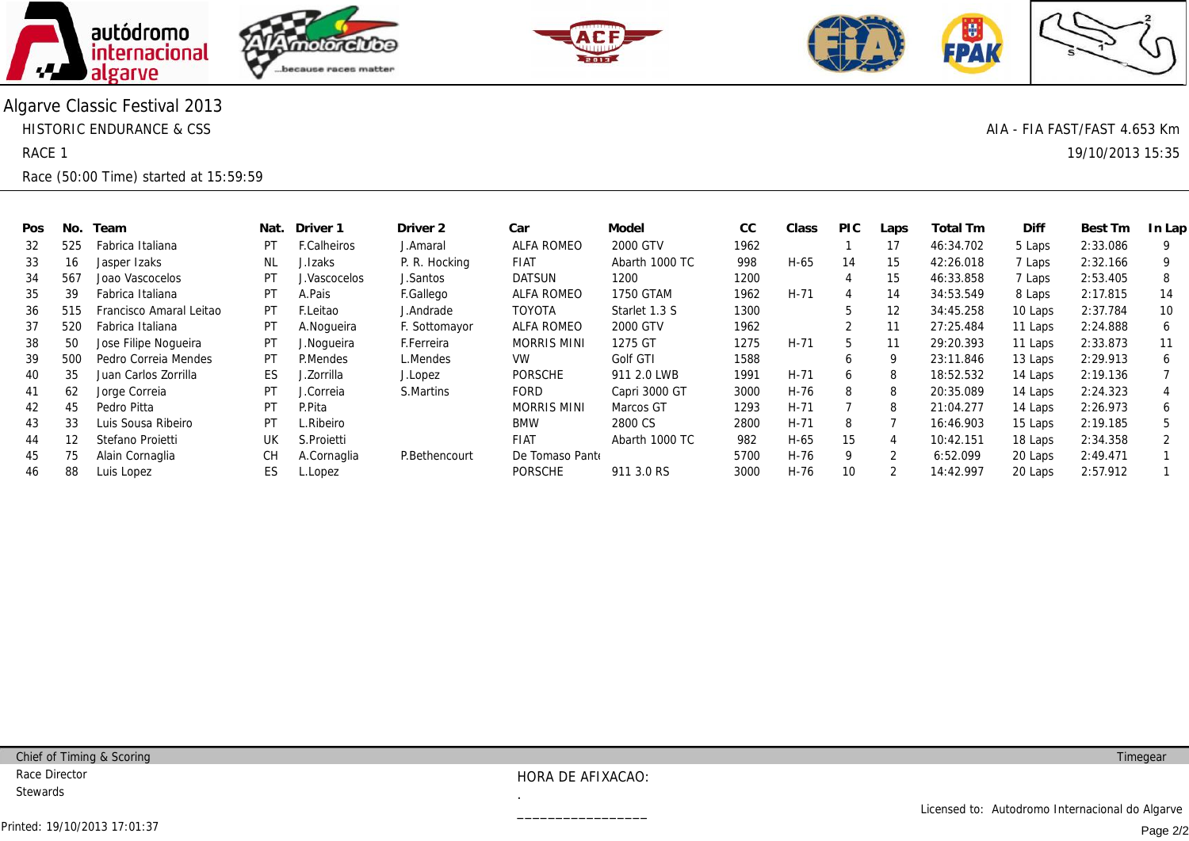# Algarve Classic Festival 2013

HISTORIC ENDURANCE & CSS

RACE 1

Race (50:00 Time) started at 15:59:59

AIA - FIA FAST/FAST 4.653 Km

19/10/2013 15:35

| Pos | No. | Team | Nat. | Driver 1 | Driver 2 | Car | Model | CC | Class | PIC | Laps | Total Tm | Diff | Best Tm | In Lap |
|---|---|---|---|---|---|---|---|---|---|---|---|---|---|---|---|
| 32 | 525 | Fabrica Italiana | PT | F.Calheiros | J.Amaral | ALFA ROMEO | 2000 GTV | 1962 | | 1 | 17 | 46:34.702 | 5 Laps | 2:33.086 | 9 |
| 33 | 16 | Jasper Izaks | NL | J.Izaks | P. R. Hocking | FIAT | Abarth 1000 TC | 998 | H-65 | 14 | 15 | 42:26.018 | 7 Laps | 2:32.166 | 9 |
| 34 | 567 | Joao Vascocelos | PT | J.Vascocelos | J.Santos | DATSUN | 1200 | 1200 | | 4 | 15 | 46:33.858 | 7 Laps | 2:53.405 | 8 |
| 35 | 39 | Fabrica Italiana | PT | A.Pais | F.Gallego | ALFA ROMEO | 1750 GTAM | 1962 | H-71 | 4 | 14 | 34:53.549 | 8 Laps | 2:17.815 | 14 |
| 36 | 515 | Francisco Amaral Leitao | PT | F.Leitao | J.Andrade | TOYOTA | Starlet 1.3 S | 1300 | | 5 | 12 | 34:45.258 | 10 Laps | 2:37.784 | 10 |
| 37 | 520 | Fabrica Italiana | PT | A.Nogueira | F. Sottomayor | ALFA ROMEO | 2000 GTV | 1962 | | 2 | 11 | 27:25.484 | 11 Laps | 2:24.888 | 6 |
| 38 | 50 | Jose Filipe Nogueira | PT | J.Nogueira | F.Ferreira | MORRIS MINI | 1275 GT | 1275 | H-71 | 5 | 11 | 29:20.393 | 11 Laps | 2:33.873 | 11 |
| 39 | 500 | Pedro Correia Mendes | PT | P.Mendes | L.Mendes | VW | Golf GTI | 1588 | | 6 | 9 | 23:11.846 | 13 Laps | 2:29.913 | 6 |
| 40 | 35 | Juan Carlos Zorrilla | ES | J.Zorrilla | J.Lopez | PORSCHE | 911 2.0 LWB | 1991 | H-71 | 6 | 8 | 18:52.532 | 14 Laps | 2:19.136 | 7 |
| 41 | 62 | Jorge Correia | PT | J.Correia | S.Martins | FORD | Capri 3000 GT | 3000 | H-76 | 8 | 8 | 20:35.089 | 14 Laps | 2:24.323 | 4 |
| 42 | 45 | Pedro Pitta | PT | P.Pita | | MORRIS MINI | Marcos GT | 1293 | H-71 | 7 | 8 | 21:04.277 | 14 Laps | 2:26.973 | 6 |
| 43 | 33 | Luis Sousa Ribeiro | PT | L.Ribeiro | | BMW | 2800 CS | 2800 | H-71 | 8 | 7 | 16:46.903 | 15 Laps | 2:19.185 | 5 |
| 44 | 12 | Stefano Proietti | UK | S.Proietti | | FIAT | Abarth 1000 TC | 982 | H-65 | 15 | 4 | 10:42.151 | 18 Laps | 2:34.358 | 2 |
| 45 | 75 | Alain Cornaglia | CH | A.Cornaglia | P.Bethencourt | De Tomaso Pant | | 5700 | H-76 | 9 | 2 | 6:52.099 | 20 Laps | 2:49.471 | 1 |
| 46 | 88 | Luis Lopez | ES | L.Lopez | | PORSCHE | 911 3.0 RS | 3000 | H-76 | 10 | 2 | 14:42.997 | 20 Laps | 2:57.912 | 1 |

Chief of Timing & Scoring

Timegear

Race Director

Stewards

HORA DE AFIXACAO:

.

________________

Licensed to: Autodromo Internacional do Algarve

Printed: 19/10/2013 17:01:37